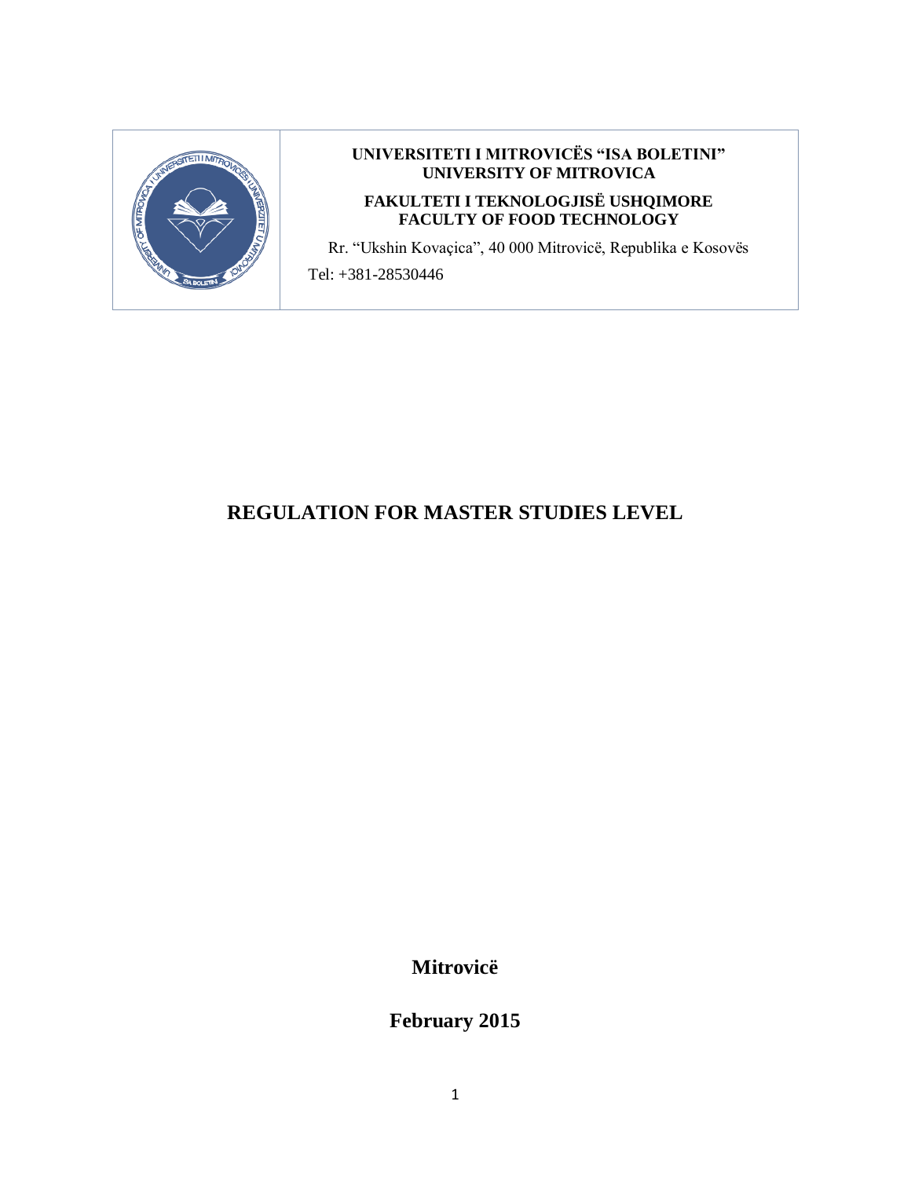**UNIVERSITETI I MITROVICËS "ISA BOLETINI"**
**UNIVERSITY OF MITROVICA**

**FAKULTETI I TEKNOLOGJISË USHQIMORE**
**FACULTY OF FOOD TECHNOLOGY**

Rr. "Ukshin Kovaçica", 40 000 Mitrovicë, Republika e Kosovës

Tel: +381-28530446

# REGULATION FOR MASTER STUDIES LEVEL

**Mitrovicë**

**February 2015**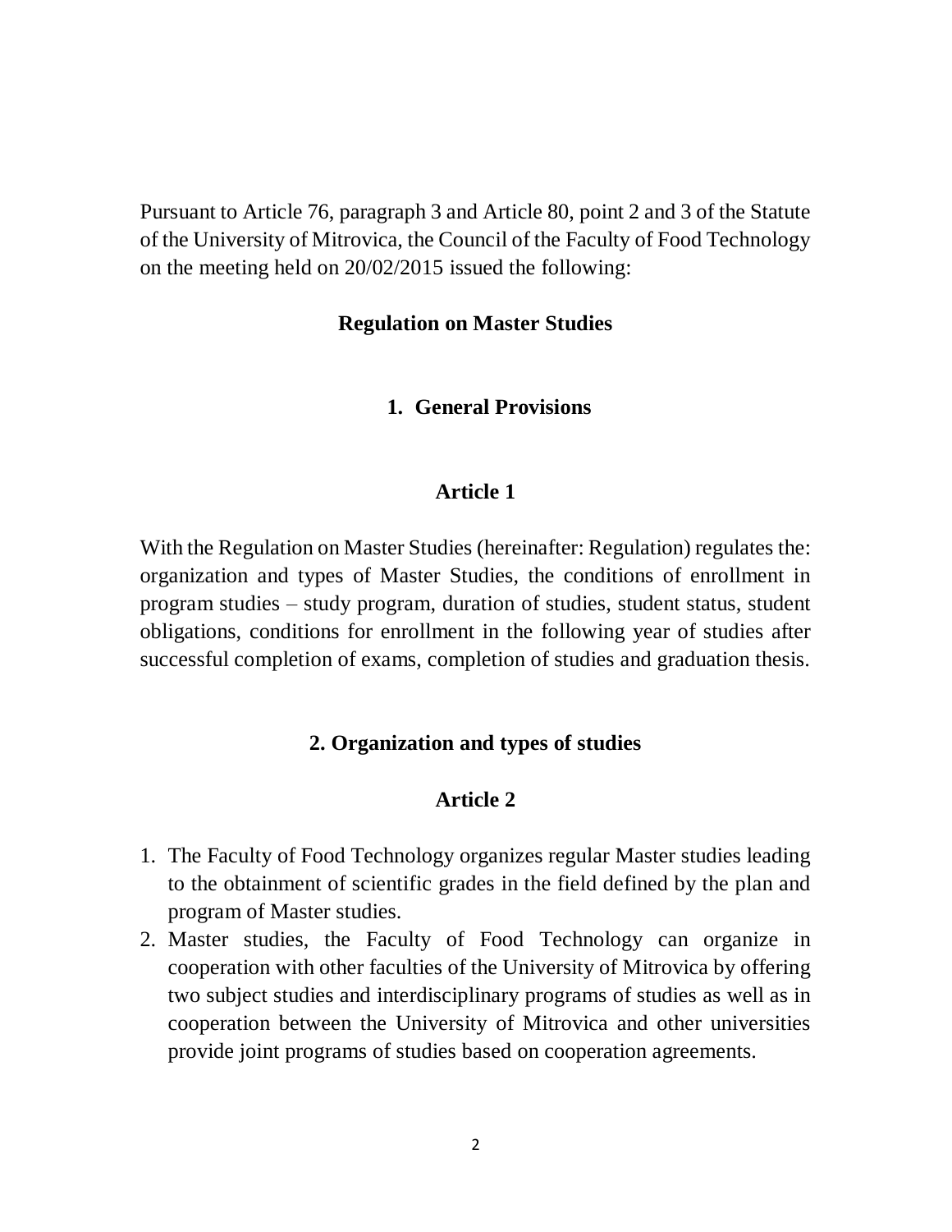Pursuant to Article 76, paragraph 3 and Article 80, point 2 and 3 of the Statute of the University of Mitrovica, the Council of the Faculty of Food Technology on the meeting held on 20/02/2015 issued the following:

# Regulation on Master Studies

## 1. General Provisions

### Article 1

With the Regulation on Master Studies (hereinafter: Regulation) regulates the: organization and types of Master Studies, the conditions of enrollment in program studies – study program, duration of studies, student status, student obligations, conditions for enrollment in the following year of studies after successful completion of exams, completion of studies and graduation thesis.

## 2. Organization and types of studies

### Article 2

1. The Faculty of Food Technology organizes regular Master studies leading to the obtainment of scientific grades in the field defined by the plan and program of Master studies.
2. Master studies, the Faculty of Food Technology can organize in cooperation with other faculties of the University of Mitrovica by offering two subject studies and interdisciplinary programs of studies as well as in cooperation between the University of Mitrovica and other universities provide joint programs of studies based on cooperation agreements.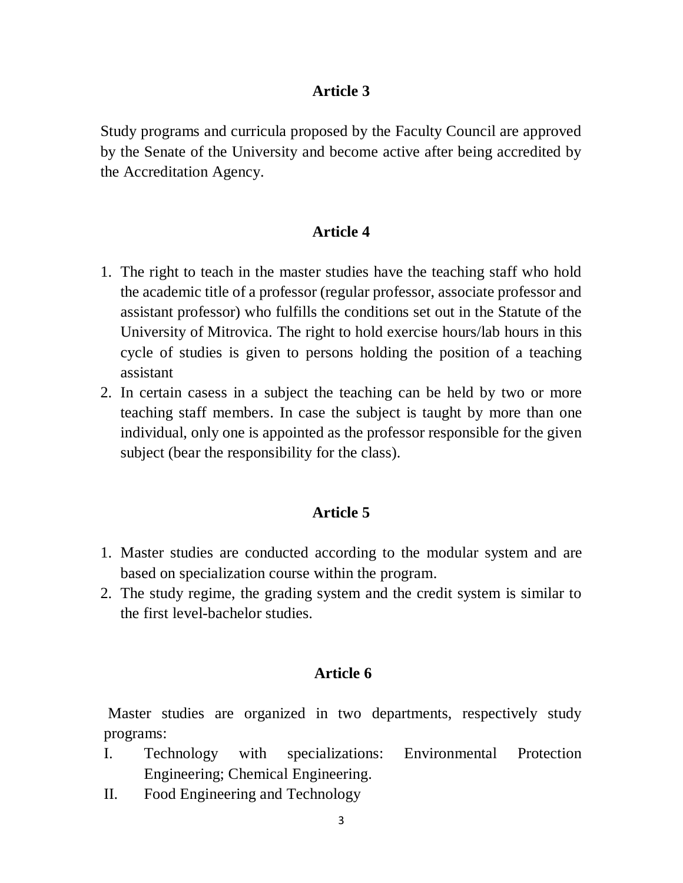### Article 3

Study programs and curricula proposed by the Faculty Council are approved by the Senate of the University and become active after being accredited by the Accreditation Agency.

### Article 4

1. The right to teach in the master studies have the teaching staff who hold the academic title of a professor (regular professor, associate professor and assistant professor) who fulfills the conditions set out in the Statute of the University of Mitrovica. The right to hold exercise hours/lab hours in this cycle of studies is given to persons holding the position of a teaching assistant
2. In certain casess in a subject the teaching can be held by two or more teaching staff members. In case the subject is taught by more than one individual, only one is appointed as the professor responsible for the given subject (bear the responsibility for the class).

### Article 5

1. Master studies are conducted according to the modular system and are based on specialization course within the program.
2. The study regime, the grading system and the credit system is similar to the first level-bachelor studies.

### Article 6

Master studies are organized in two departments, respectively study programs:

I. Technology with specializations: Environmental Protection Engineering; Chemical Engineering.

II. Food Engineering and Technology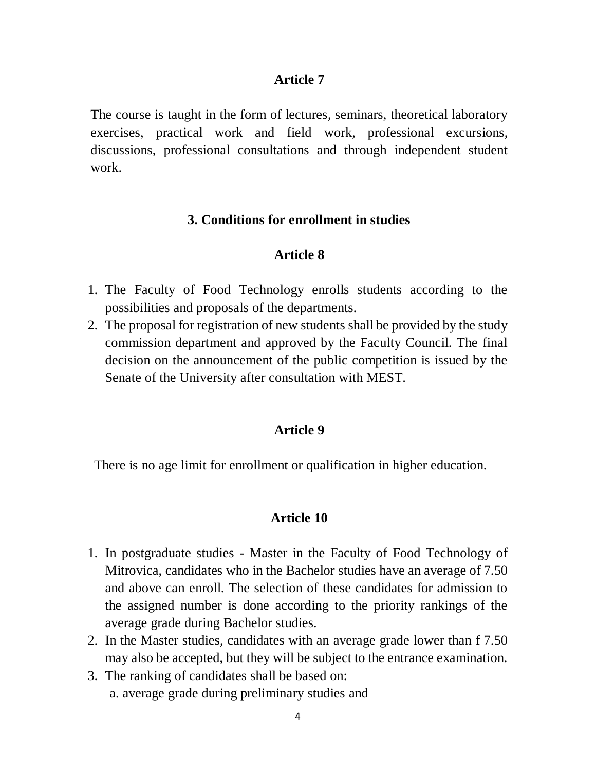## Article 7

The course is taught in the form of lectures, seminars, theoretical laboratory exercises, practical work and field work, professional excursions, discussions, professional consultations and through independent student work.

## 3. Conditions for enrollment in studies

## Article 8

1. The Faculty of Food Technology enrolls students according to the possibilities and proposals of the departments.
2. The proposal for registration of new students shall be provided by the study commission department and approved by the Faculty Council. The final decision on the announcement of the public competition is issued by the Senate of the University after consultation with MEST.

## Article 9

There is no age limit for enrollment or qualification in higher education.

## Article 10

1. In postgraduate studies - Master in the Faculty of Food Technology of Mitrovica, candidates who in the Bachelor studies have an average of 7.50 and above can enroll. The selection of these candidates for admission to the assigned number is done according to the priority rankings of the average grade during Bachelor studies.
2. In the Master studies, candidates with an average grade lower than f 7.50 may also be accepted, but they will be subject to the entrance examination.
3. The ranking of candidates shall be based on:
   a. average grade during preliminary studies and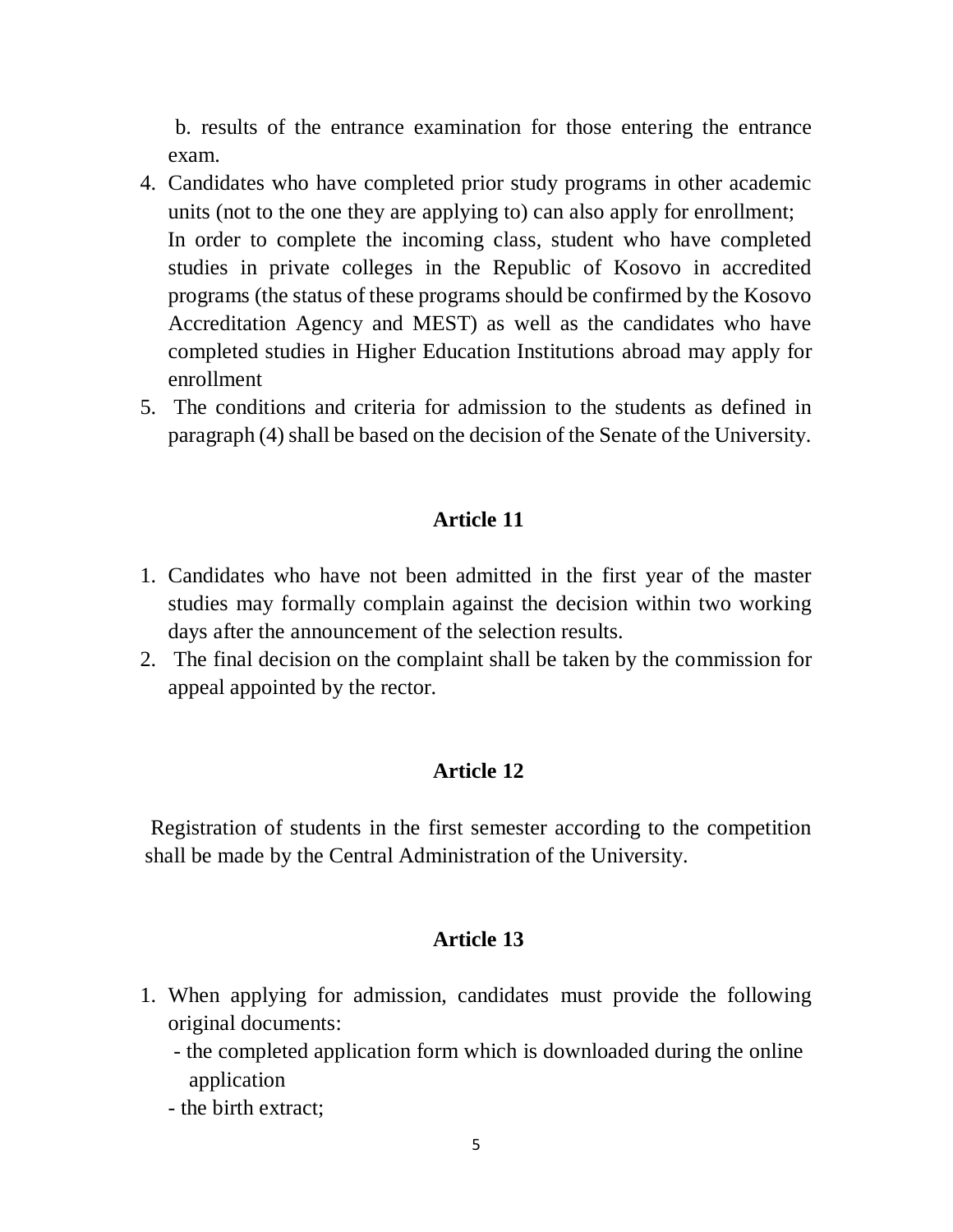b. results of the entrance examination for those entering the entrance exam.

4. Candidates who have completed prior study programs in other academic units (not to the one they are applying to) can also apply for enrollment;
   In order to complete the incoming class, student who have completed studies in private colleges in the Republic of Kosovo in accredited programs (the status of these programs should be confirmed by the Kosovo Accreditation Agency and MEST) as well as the candidates who have completed studies in Higher Education Institutions abroad may apply for enrollment
5. The conditions and criteria for admission to the students as defined in paragraph (4) shall be based on the decision of the Senate of the University.

## Article 11

1. Candidates who have not been admitted in the first year of the master studies may formally complain against the decision within two working days after the announcement of the selection results.
2. The final decision on the complaint shall be taken by the commission for appeal appointed by the rector.

## Article 12

Registration of students in the first semester according to the competition shall be made by the Central Administration of the University.

## Article 13

1. When applying for admission, candidates must provide the following original documents:
   - the completed application form which is downloaded during the online application
   - the birth extract;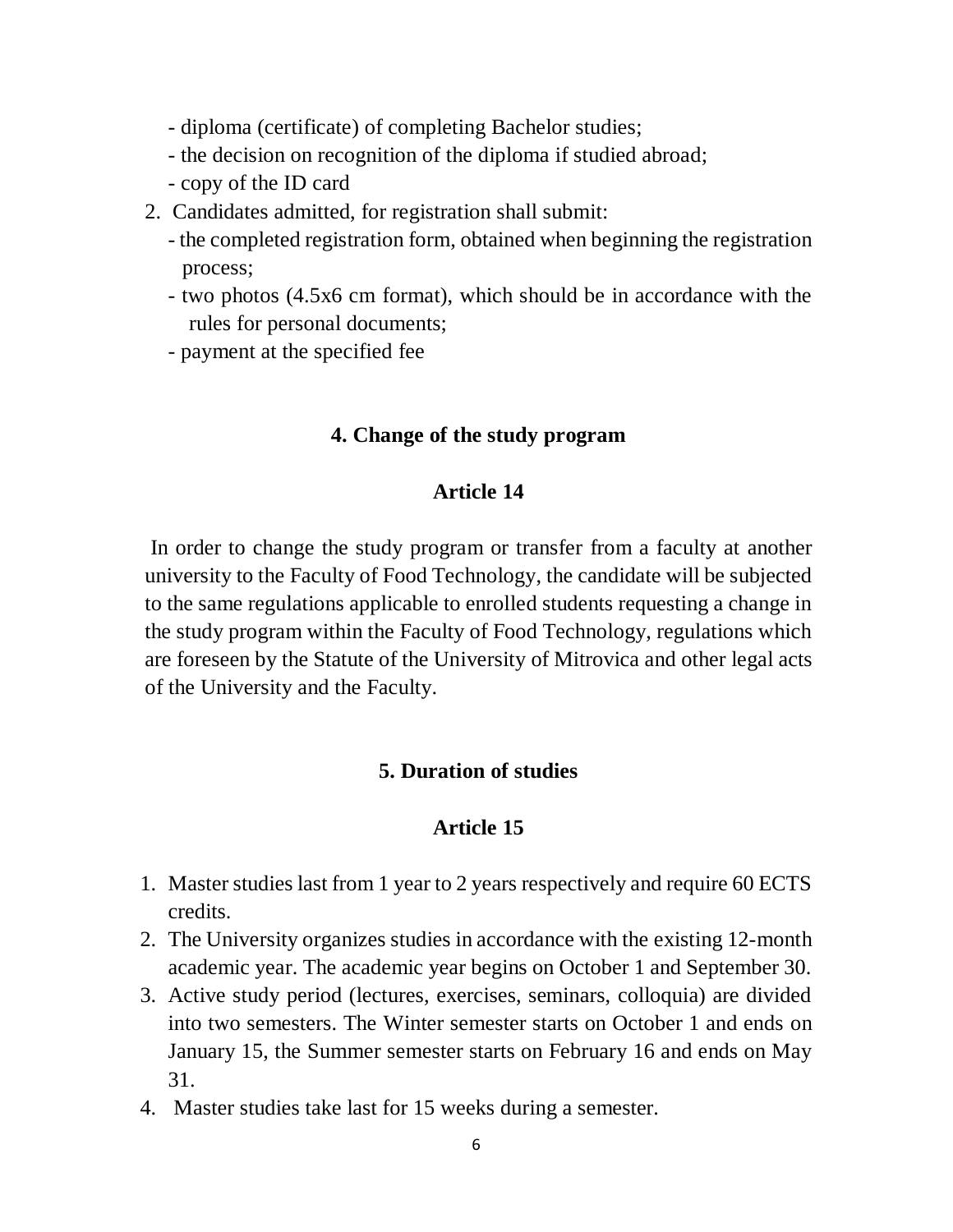- diploma (certificate) of completing Bachelor studies;
- the decision on recognition of the diploma if studied abroad;
- copy of the ID card

2. Candidates admitted, for registration shall submit:
   - the completed registration form, obtained when beginning the registration process;
   - two photos (4.5x6 cm format), which should be in accordance with the rules for personal documents;
   - payment at the specified fee

## 4. Change of the study program

### Article 14

In order to change the study program or transfer from a faculty at another university to the Faculty of Food Technology, the candidate will be subjected to the same regulations applicable to enrolled students requesting a change in the study program within the Faculty of Food Technology, regulations which are foreseen by the Statute of the University of Mitrovica and other legal acts of the University and the Faculty.

## 5. Duration of studies

### Article 15

1. Master studies last from 1 year to 2 years respectively and require 60 ECTS credits.
2. The University organizes studies in accordance with the existing 12-month academic year. The academic year begins on October 1 and September 30.
3. Active study period (lectures, exercises, seminars, colloquia) are divided into two semesters. The Winter semester starts on October 1 and ends on January 15, the Summer semester starts on February 16 and ends on May 31.
4. Master studies take last for 15 weeks during a semester.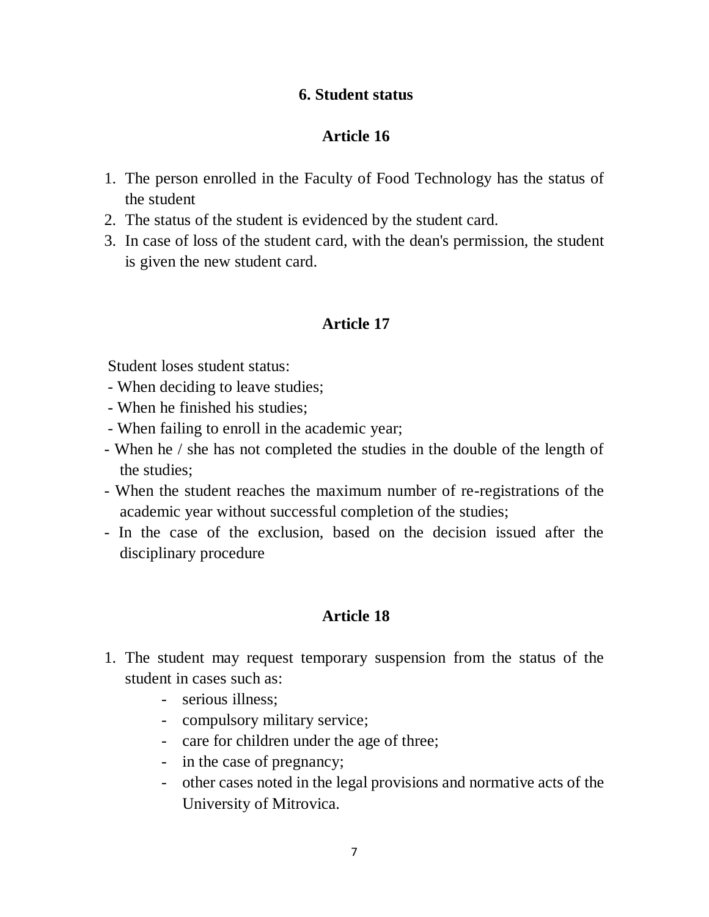## 6. Student status

### Article 16

1. The person enrolled in the Faculty of Food Technology has the status of the student
2. The status of the student is evidenced by the student card.
3. In case of loss of the student card, with the dean's permission, the student is given the new student card.

### Article 17

Student loses student status:

- When deciding to leave studies;
- When he finished his studies;
- When failing to enroll in the academic year;
- When he / she has not completed the studies in the double of the length of the studies;
- When the student reaches the maximum number of re-registrations of the academic year without successful completion of the studies;
- In the case of the exclusion, based on the decision issued after the disciplinary procedure

### Article 18

1. The student may request temporary suspension from the status of the student in cases such as:
   - serious illness;
   - compulsory military service;
   - care for children under the age of three;
   - in the case of pregnancy;
   - other cases noted in the legal provisions and normative acts of the University of Mitrovica.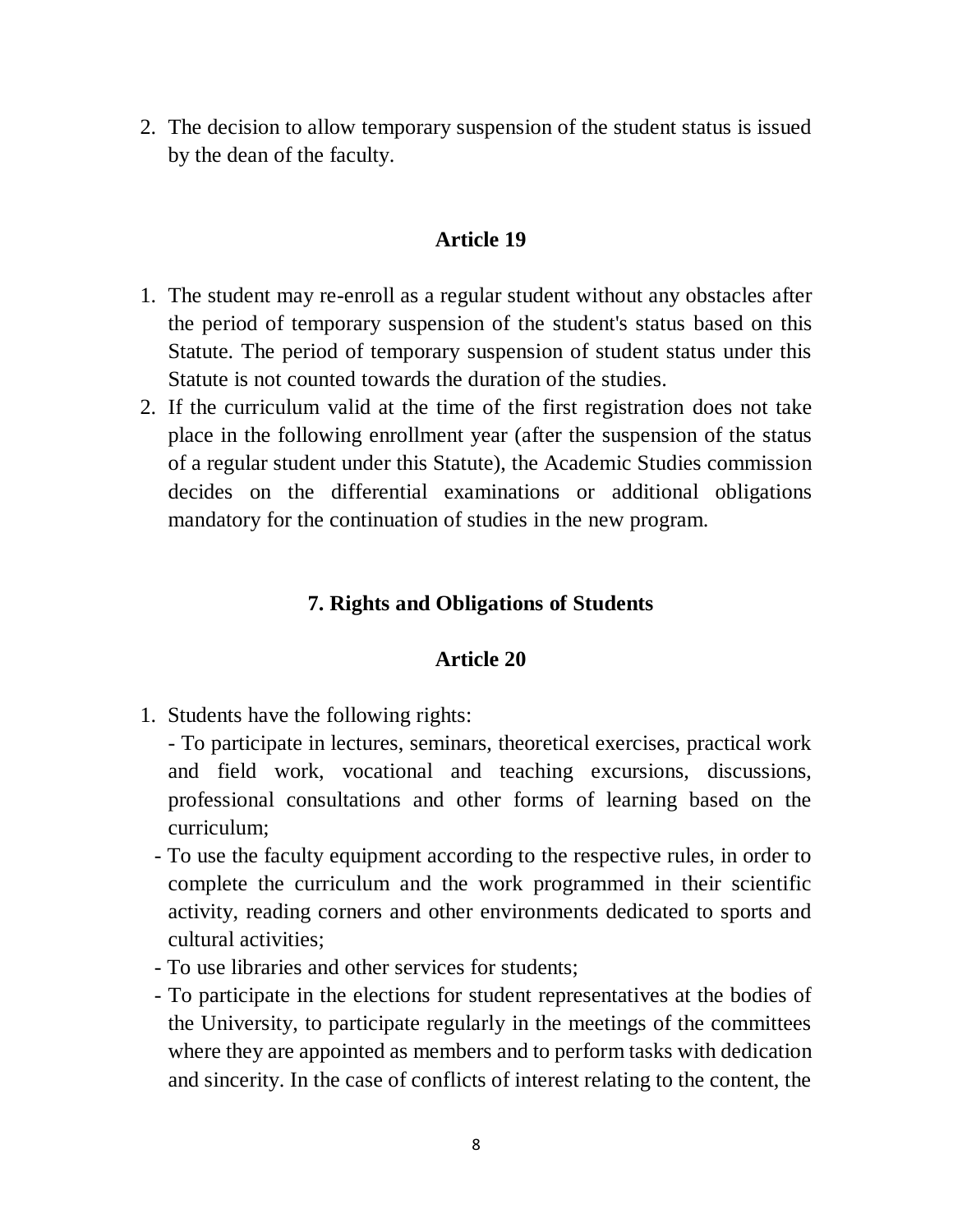2. The decision to allow temporary suspension of the student status is issued by the dean of the faculty.

### Article 19

1. The student may re-enroll as a regular student without any obstacles after the period of temporary suspension of the student's status based on this Statute. The period of temporary suspension of student status under this Statute is not counted towards the duration of the studies.
2. If the curriculum valid at the time of the first registration does not take place in the following enrollment year (after the suspension of the status of a regular student under this Statute), the Academic Studies commission decides on the differential examinations or additional obligations mandatory for the continuation of studies in the new program.

## 7. Rights and Obligations of Students

### Article 20

1. Students have the following rights:
   - To participate in lectures, seminars, theoretical exercises, practical work and field work, vocational and teaching excursions, discussions, professional consultations and other forms of learning based on the curriculum;
   - To use the faculty equipment according to the respective rules, in order to complete the curriculum and the work programmed in their scientific activity, reading corners and other environments dedicated to sports and cultural activities;
   - To use libraries and other services for students;
   - To participate in the elections for student representatives at the bodies of the University, to participate regularly in the meetings of the committees where they are appointed as members and to perform tasks with dedication and sincerity. In the case of conflicts of interest relating to the content, the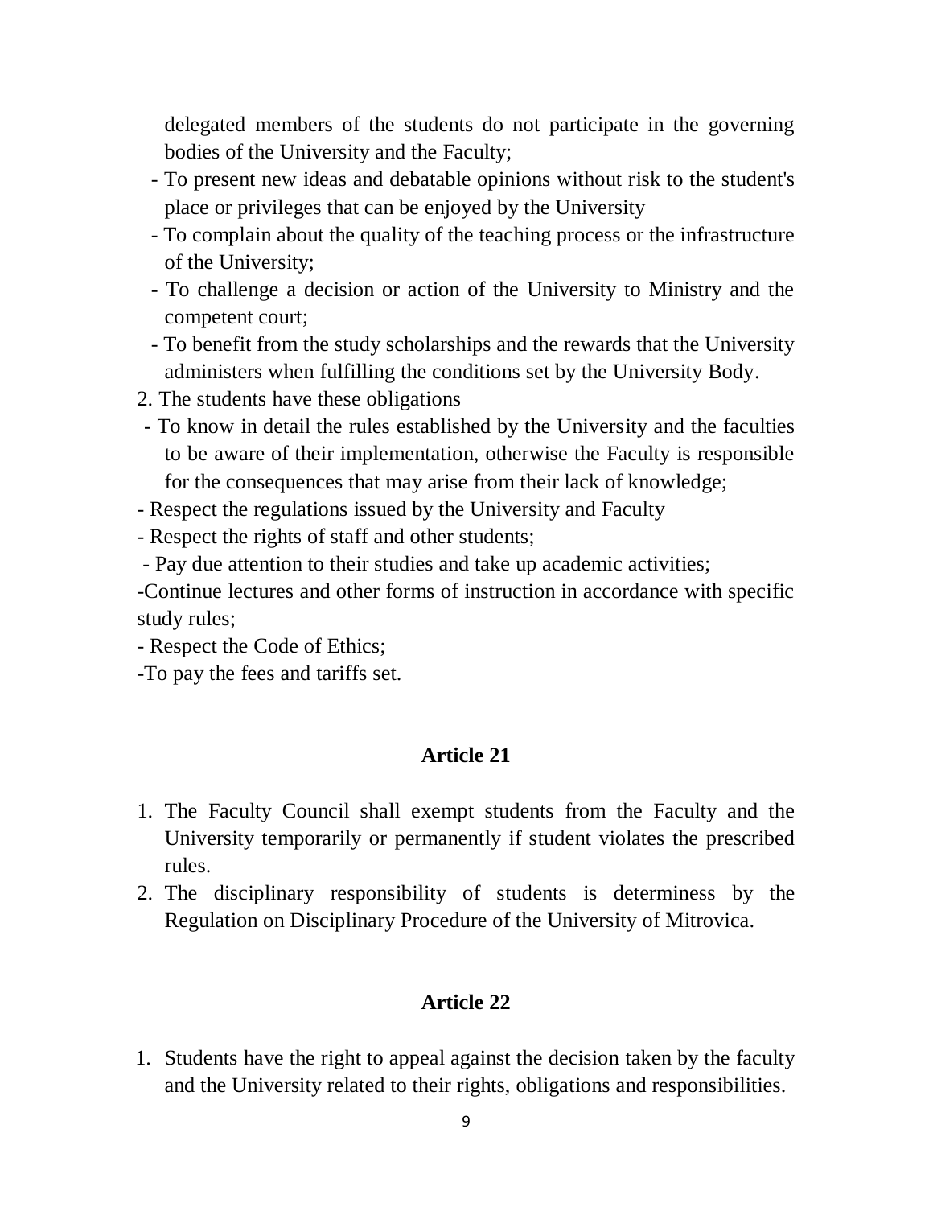delegated members of the students do not participate in the governing bodies of the University and the Faculty;

- To present new ideas and debatable opinions without risk to the student's place or privileges that can be enjoyed by the University
- To complain about the quality of the teaching process or the infrastructure of the University;
- To challenge a decision or action of the University to Ministry and the competent court;
- To benefit from the study scholarships and the rewards that the University administers when fulfilling the conditions set by the University Body.

2. The students have these obligations

- To know in detail the rules established by the University and the faculties to be aware of their implementation, otherwise the Faculty is responsible for the consequences that may arise from their lack of knowledge;
- Respect the regulations issued by the University and Faculty
- Respect the rights of staff and other students;
- Pay due attention to their studies and take up academic activities;
- Continue lectures and other forms of instruction in accordance with specific study rules;
- Respect the Code of Ethics;
- To pay the fees and tariffs set.

### Article 21

1. The Faculty Council shall exempt students from the Faculty and the University temporarily or permanently if student violates the prescribed rules.
2. The disciplinary responsibility of students is determiness by the Regulation on Disciplinary Procedure of the University of Mitrovica.

### Article 22

1. Students have the right to appeal against the decision taken by the faculty and the University related to their rights, obligations and responsibilities.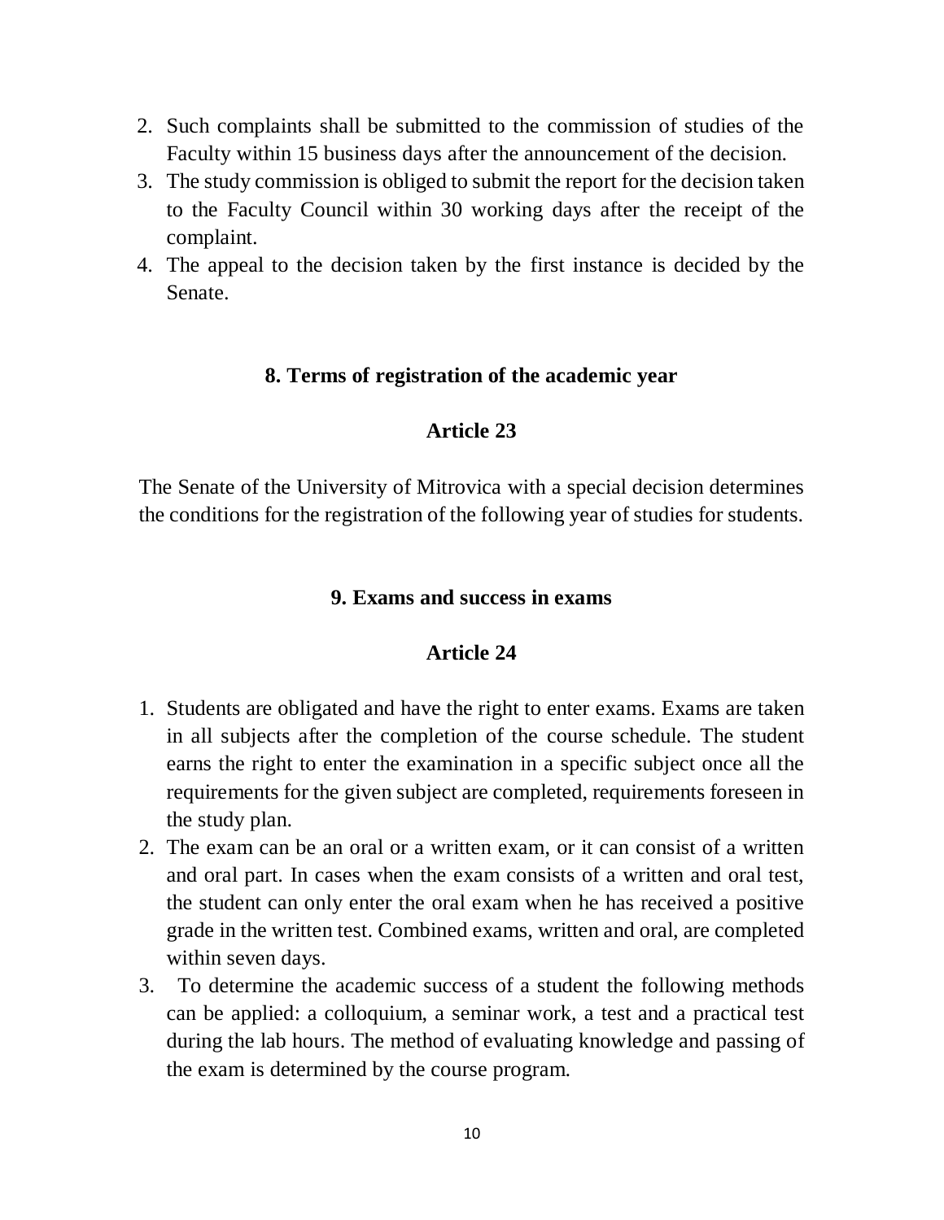2. Such complaints shall be submitted to the commission of studies of the Faculty within 15 business days after the announcement of the decision.
3. The study commission is obliged to submit the report for the decision taken to the Faculty Council within 30 working days after the receipt of the complaint.
4. The appeal to the decision taken by the first instance is decided by the Senate.

## 8. Terms of registration of the academic year

### Article 23

The Senate of the University of Mitrovica with a special decision determines the conditions for the registration of the following year of studies for students.

## 9. Exams and success in exams

### Article 24

1. Students are obligated and have the right to enter exams. Exams are taken in all subjects after the completion of the course schedule. The student earns the right to enter the examination in a specific subject once all the requirements for the given subject are completed, requirements foreseen in the study plan.
2. The exam can be an oral or a written exam, or it can consist of a written and oral part. In cases when the exam consists of a written and oral test, the student can only enter the oral exam when he has received a positive grade in the written test. Combined exams, written and oral, are completed within seven days.
3. To determine the academic success of a student the following methods can be applied: a colloquium, a seminar work, a test and a practical test during the lab hours. The method of evaluating knowledge and passing of the exam is determined by the course program.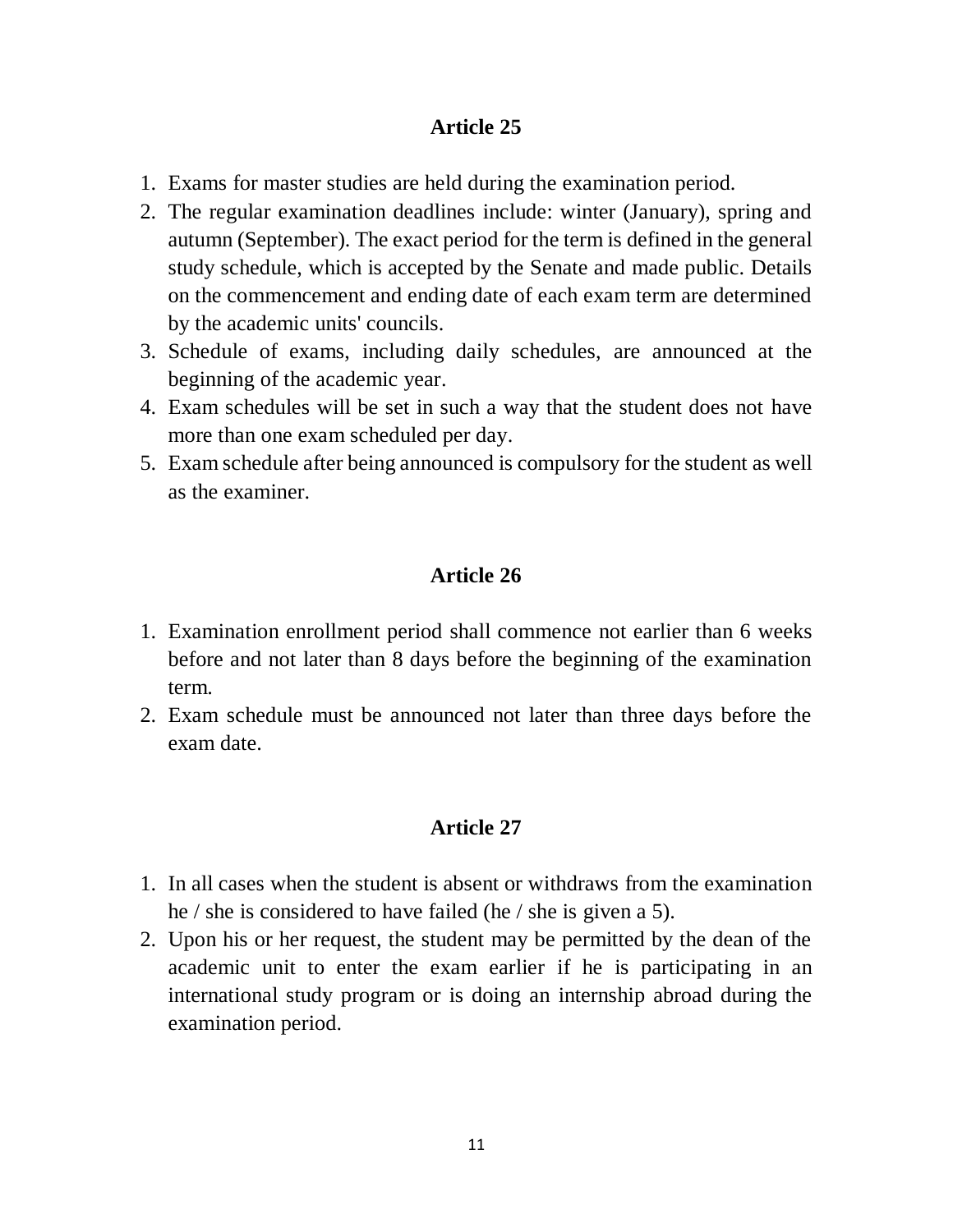### Article 25

1. Exams for master studies are held during the examination period.
2. The regular examination deadlines include: winter (January), spring and autumn (September). The exact period for the term is defined in the general study schedule, which is accepted by the Senate and made public. Details on the commencement and ending date of each exam term are determined by the academic units' councils.
3. Schedule of exams, including daily schedules, are announced at the beginning of the academic year.
4. Exam schedules will be set in such a way that the student does not have more than one exam scheduled per day.
5. Exam schedule after being announced is compulsory for the student as well as the examiner.

### Article 26

1. Examination enrollment period shall commence not earlier than 6 weeks before and not later than 8 days before the beginning of the examination term.
2. Exam schedule must be announced not later than three days before the exam date.

### Article 27

1. In all cases when the student is absent or withdraws from the examination he / she is considered to have failed (he / she is given a 5).
2. Upon his or her request, the student may be permitted by the dean of the academic unit to enter the exam earlier if he is participating in an international study program or is doing an internship abroad during the examination period.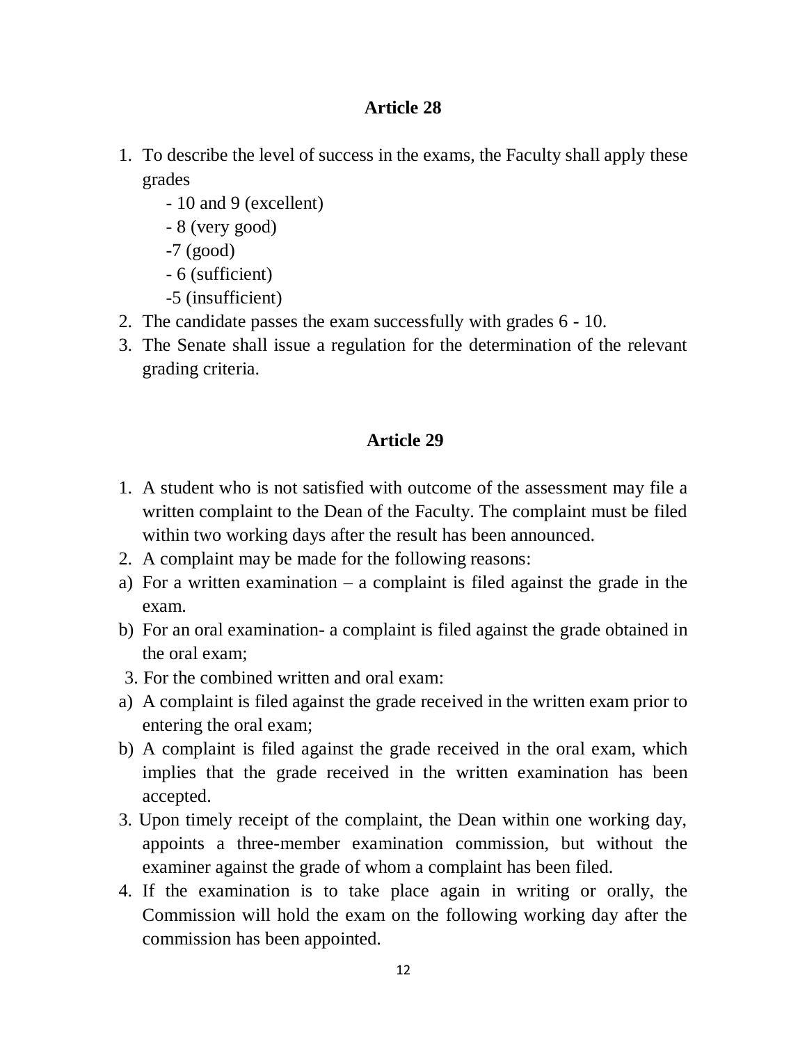### Article 28

1. To describe the level of success in the exams, the Faculty shall apply these grades
   - 10 and 9 (excellent)
   - 8 (very good)
   - 7 (good)
   - 6 (sufficient)
   - 5 (insufficient)
2. The candidate passes the exam successfully with grades 6 - 10.
3. The Senate shall issue a regulation for the determination of the relevant grading criteria.

### Article 29

1. A student who is not satisfied with outcome of the assessment may file a written complaint to the Dean of the Faculty. The complaint must be filed within two working days after the result has been announced.
2. A complaint may be made for the following reasons:

a) For a written examination – a complaint is filed against the grade in the exam.

b) For an oral examination- a complaint is filed against the grade obtained in the oral exam;

3. For the combined written and oral exam:

a) A complaint is filed against the grade received in the written exam prior to entering the oral exam;

b) A complaint is filed against the grade received in the oral exam, which implies that the grade received in the written examination has been accepted.

3. Upon timely receipt of the complaint, the Dean within one working day, appoints a three-member examination commission, but without the examiner against the grade of whom a complaint has been filed.
4. If the examination is to take place again in writing or orally, the Commission will hold the exam on the following working day after the commission has been appointed.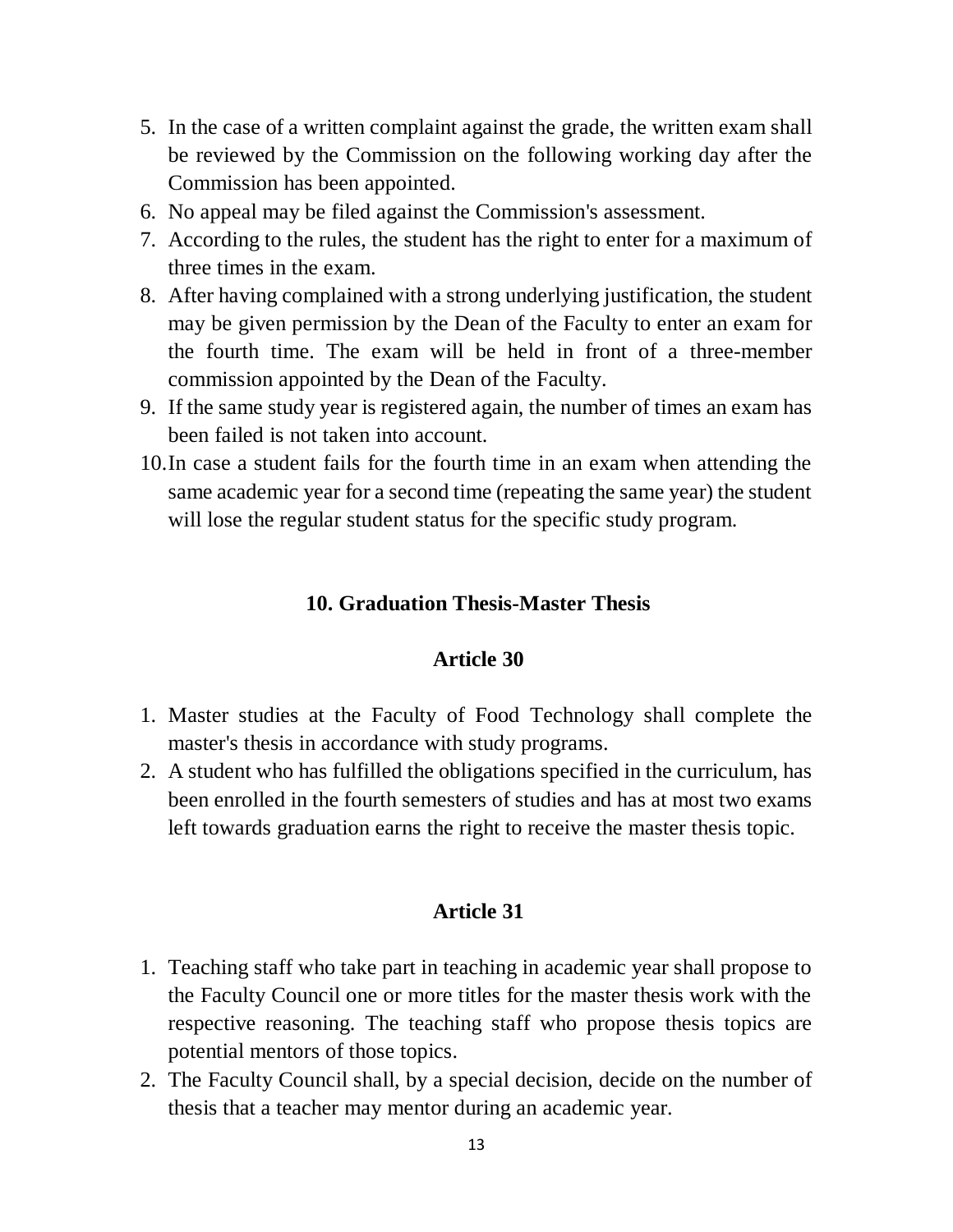5. In the case of a written complaint against the grade, the written exam shall be reviewed by the Commission on the following working day after the Commission has been appointed.
6. No appeal may be filed against the Commission's assessment.
7. According to the rules, the student has the right to enter for a maximum of three times in the exam.
8. After having complained with a strong underlying justification, the student may be given permission by the Dean of the Faculty to enter an exam for the fourth time. The exam will be held in front of a three-member commission appointed by the Dean of the Faculty.
9. If the same study year is registered again, the number of times an exam has been failed is not taken into account.
10. In case a student fails for the fourth time in an exam when attending the same academic year for a second time (repeating the same year) the student will lose the regular student status for the specific study program.

## 10. Graduation Thesis-Master Thesis

### Article 30

1. Master studies at the Faculty of Food Technology shall complete the master's thesis in accordance with study programs.
2. A student who has fulfilled the obligations specified in the curriculum, has been enrolled in the fourth semesters of studies and has at most two exams left towards graduation earns the right to receive the master thesis topic.

### Article 31

1. Teaching staff who take part in teaching in academic year shall propose to the Faculty Council one or more titles for the master thesis work with the respective reasoning. The teaching staff who propose thesis topics are potential mentors of those topics.
2. The Faculty Council shall, by a special decision, decide on the number of thesis that a teacher may mentor during an academic year.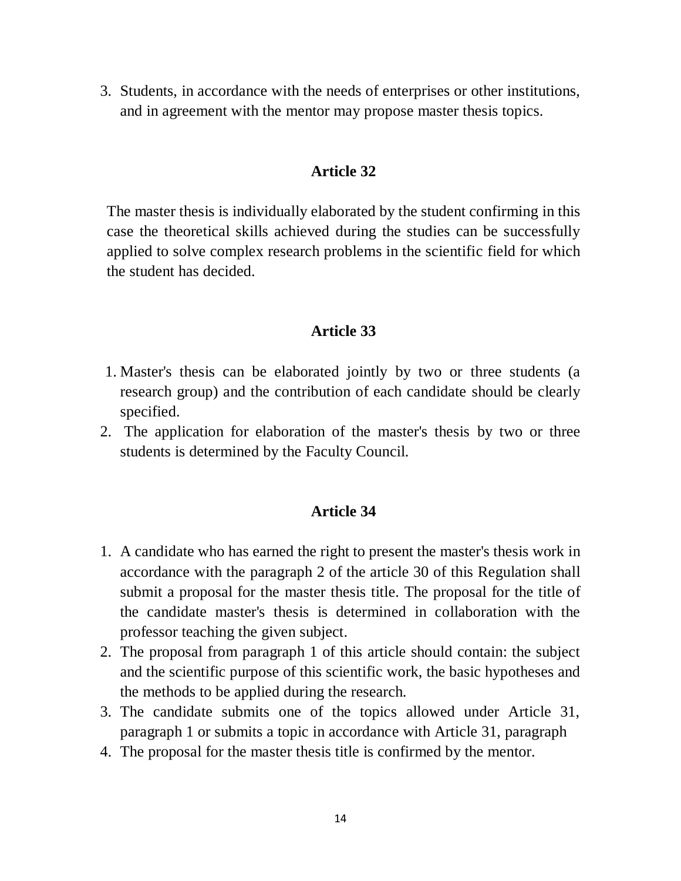3. Students, in accordance with the needs of enterprises or other institutions, and in agreement with the mentor may propose master thesis topics.

## Article 32

The master thesis is individually elaborated by the student confirming in this case the theoretical skills achieved during the studies can be successfully applied to solve complex research problems in the scientific field for which the student has decided.

## Article 33

1. Master's thesis can be elaborated jointly by two or three students (a research group) and the contribution of each candidate should be clearly specified.
2. The application for elaboration of the master's thesis by two or three students is determined by the Faculty Council.

## Article 34

1. A candidate who has earned the right to present the master's thesis work in accordance with the paragraph 2 of the article 30 of this Regulation shall submit a proposal for the master thesis title. The proposal for the title of the candidate master's thesis is determined in collaboration with the professor teaching the given subject.
2. The proposal from paragraph 1 of this article should contain: the subject and the scientific purpose of this scientific work, the basic hypotheses and the methods to be applied during the research.
3. The candidate submits one of the topics allowed under Article 31, paragraph 1 or submits a topic in accordance with Article 31, paragraph
4. The proposal for the master thesis title is confirmed by the mentor.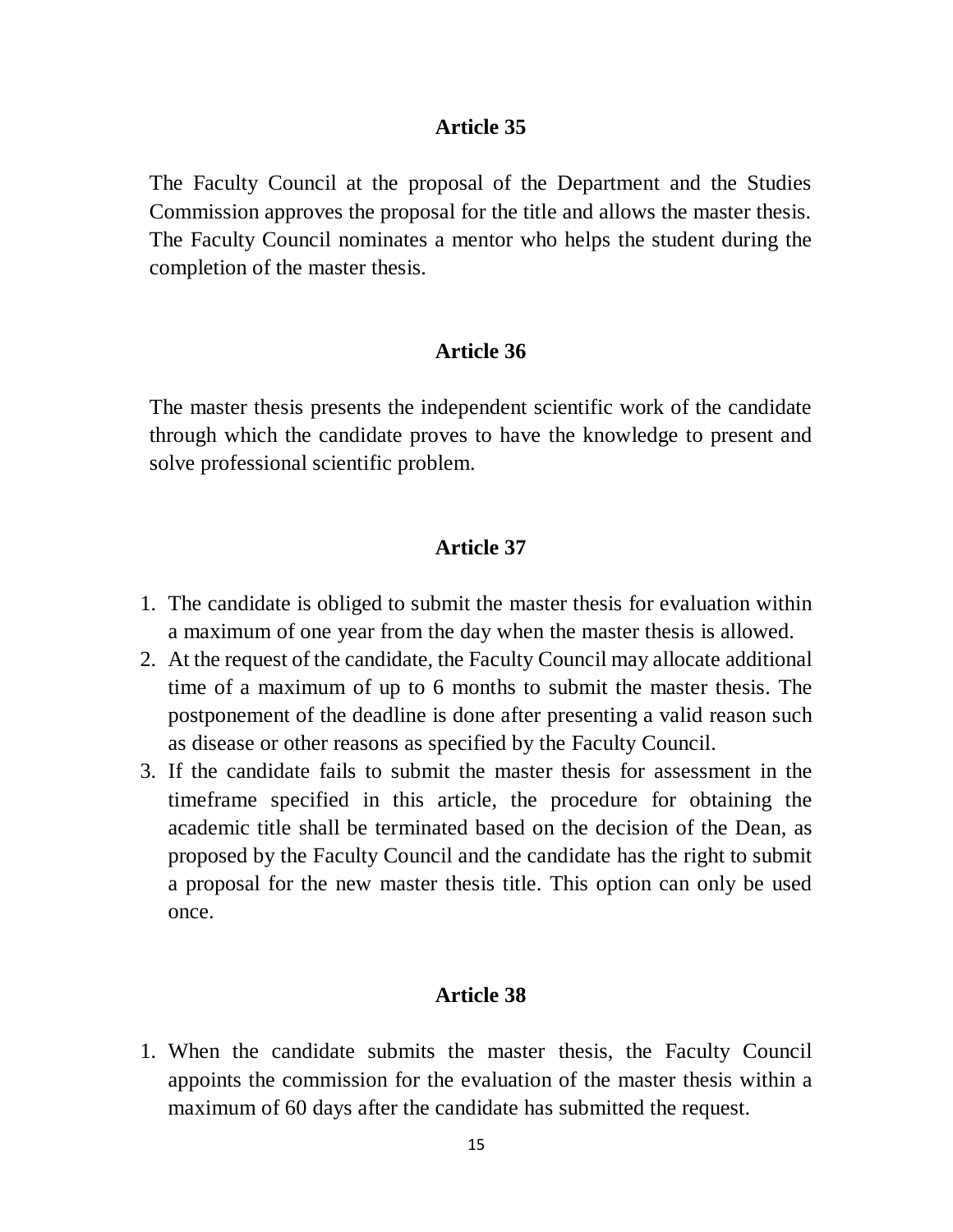### Article 35

The Faculty Council at the proposal of the Department and the Studies Commission approves the proposal for the title and allows the master thesis. The Faculty Council nominates a mentor who helps the student during the completion of the master thesis.

### Article 36

The master thesis presents the independent scientific work of the candidate through which the candidate proves to have the knowledge to present and solve professional scientific problem.

### Article 37

1. The candidate is obliged to submit the master thesis for evaluation within a maximum of one year from the day when the master thesis is allowed.
2. At the request of the candidate, the Faculty Council may allocate additional time of a maximum of up to 6 months to submit the master thesis. The postponement of the deadline is done after presenting a valid reason such as disease or other reasons as specified by the Faculty Council.
3. If the candidate fails to submit the master thesis for assessment in the timeframe specified in this article, the procedure for obtaining the academic title shall be terminated based on the decision of the Dean, as proposed by the Faculty Council and the candidate has the right to submit a proposal for the new master thesis title. This option can only be used once.

### Article 38

1. When the candidate submits the master thesis, the Faculty Council appoints the commission for the evaluation of the master thesis within a maximum of 60 days after the candidate has submitted the request.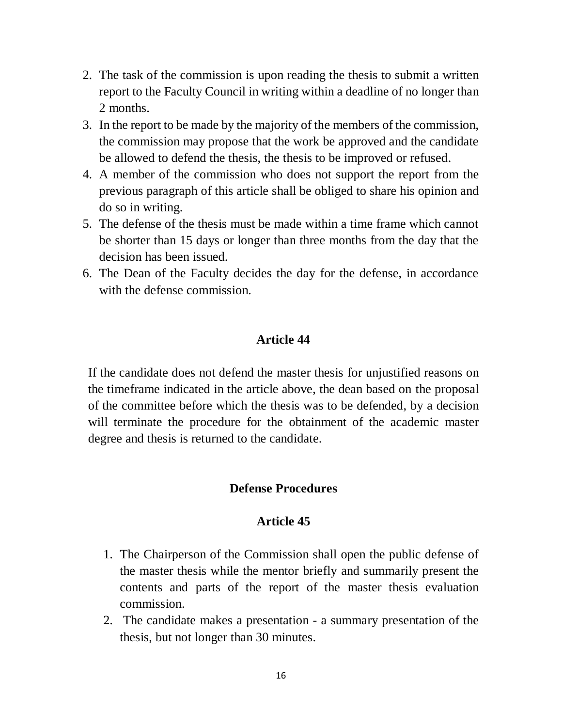2. The task of the commission is upon reading the thesis to submit a written report to the Faculty Council in writing within a deadline of no longer than 2 months.
3. In the report to be made by the majority of the members of the commission, the commission may propose that the work be approved and the candidate be allowed to defend the thesis, the thesis to be improved or refused.
4. A member of the commission who does not support the report from the previous paragraph of this article shall be obliged to share his opinion and do so in writing.
5. The defense of the thesis must be made within a time frame which cannot be shorter than 15 days or longer than three months from the day that the decision has been issued.
6. The Dean of the Faculty decides the day for the defense, in accordance with the defense commission.

**Article 44**

If the candidate does not defend the master thesis for unjustified reasons on the timeframe indicated in the article above, the dean based on the proposal of the committee before which the thesis was to be defended, by a decision will terminate the procedure for the obtainment of the academic master degree and thesis is returned to the candidate.

**Defense Procedures**

**Article 45**

1. The Chairperson of the Commission shall open the public defense of the master thesis while the mentor briefly and summarily present the contents and parts of the report of the master thesis evaluation commission.
2. The candidate makes a presentation - a summary presentation of the thesis, but not longer than 30 minutes.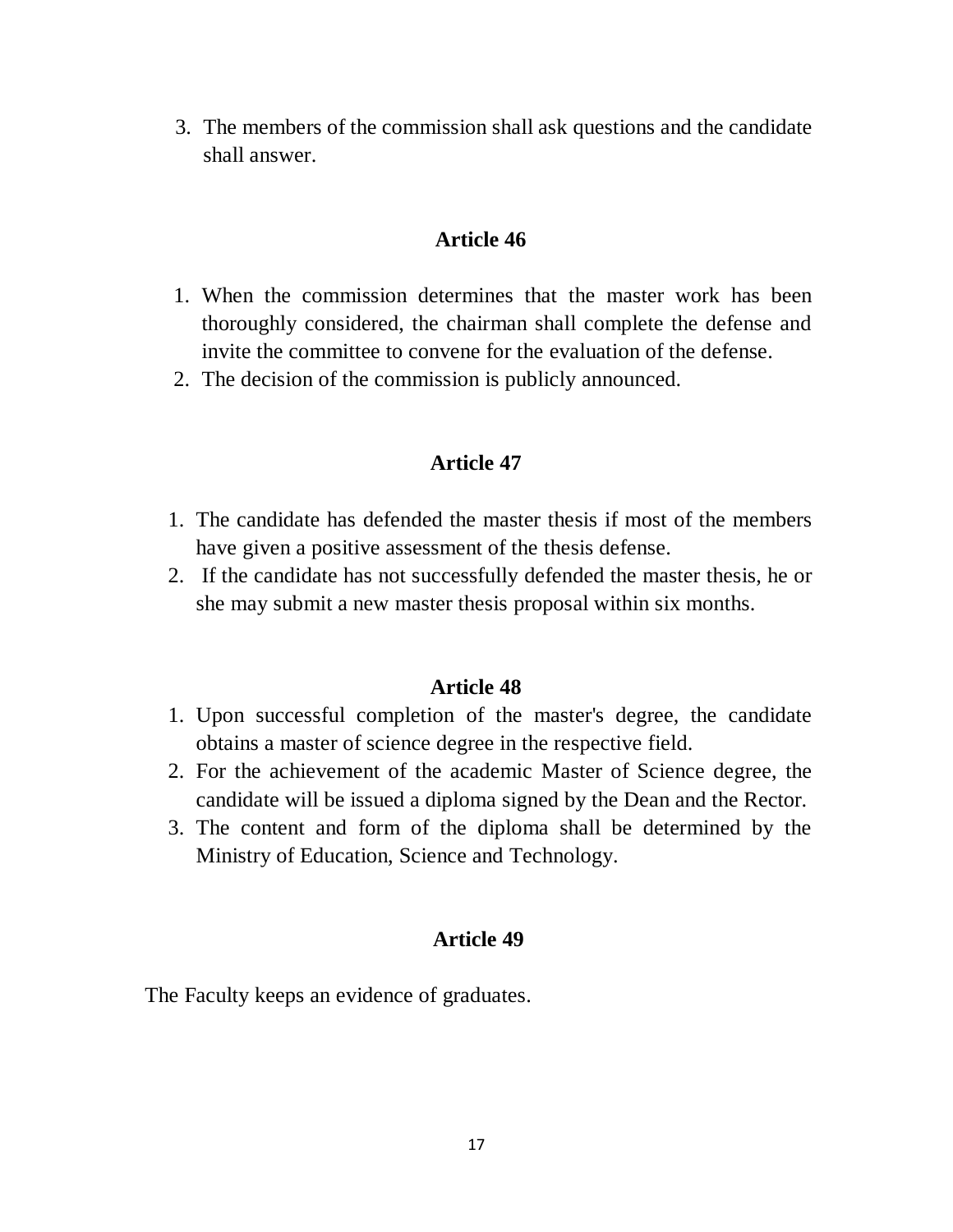3. The members of the commission shall ask questions and the candidate shall answer.

## Article 46

1. When the commission determines that the master work has been thoroughly considered, the chairman shall complete the defense and invite the committee to convene for the evaluation of the defense.
2. The decision of the commission is publicly announced.

## Article 47

1. The candidate has defended the master thesis if most of the members have given a positive assessment of the thesis defense.
2. If the candidate has not successfully defended the master thesis, he or she may submit a new master thesis proposal within six months.

## Article 48

1. Upon successful completion of the master's degree, the candidate obtains a master of science degree in the respective field.
2. For the achievement of the academic Master of Science degree, the candidate will be issued a diploma signed by the Dean and the Rector.
3. The content and form of the diploma shall be determined by the Ministry of Education, Science and Technology.

## Article 49

The Faculty keeps an evidence of graduates.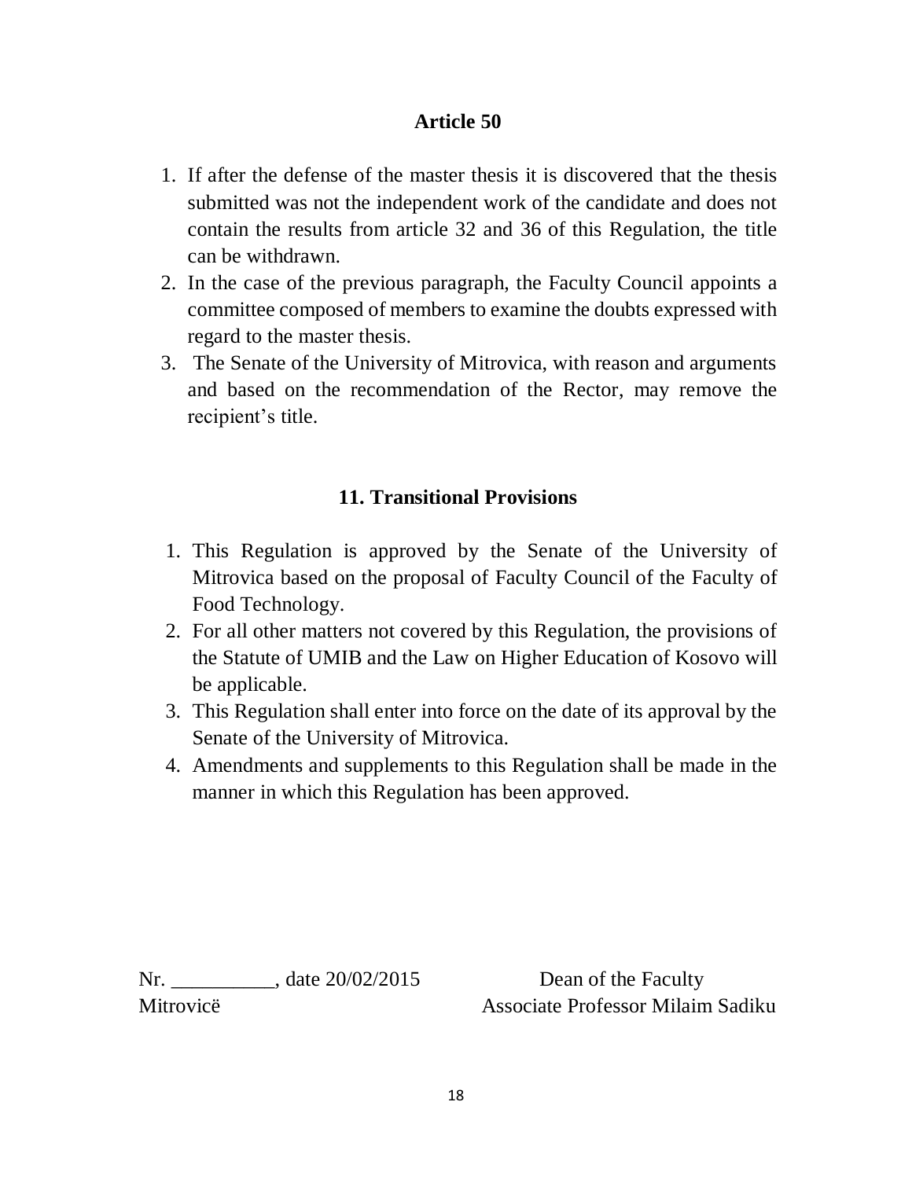### Article 50

1. If after the defense of the master thesis it is discovered that the thesis submitted was not the independent work of the candidate and does not contain the results from article 32 and 36 of this Regulation, the title can be withdrawn.
2. In the case of the previous paragraph, the Faculty Council appoints a committee composed of members to examine the doubts expressed with regard to the master thesis.
3. The Senate of the University of Mitrovica, with reason and arguments and based on the recommendation of the Rector, may remove the recipient's title.

## 11. Transitional Provisions

1. This Regulation is approved by the Senate of the University of Mitrovica based on the proposal of Faculty Council of the Faculty of Food Technology.
2. For all other matters not covered by this Regulation, the provisions of the Statute of UMIB and the Law on Higher Education of Kosovo will be applicable.
3. This Regulation shall enter into force on the date of its approval by the Senate of the University of Mitrovica.
4. Amendments and supplements to this Regulation shall be made in the manner in which this Regulation has been approved.

Nr. __________, date 20/02/2015
Mitrovicë

Dean of the Faculty
Associate Professor Milaim Sadiku